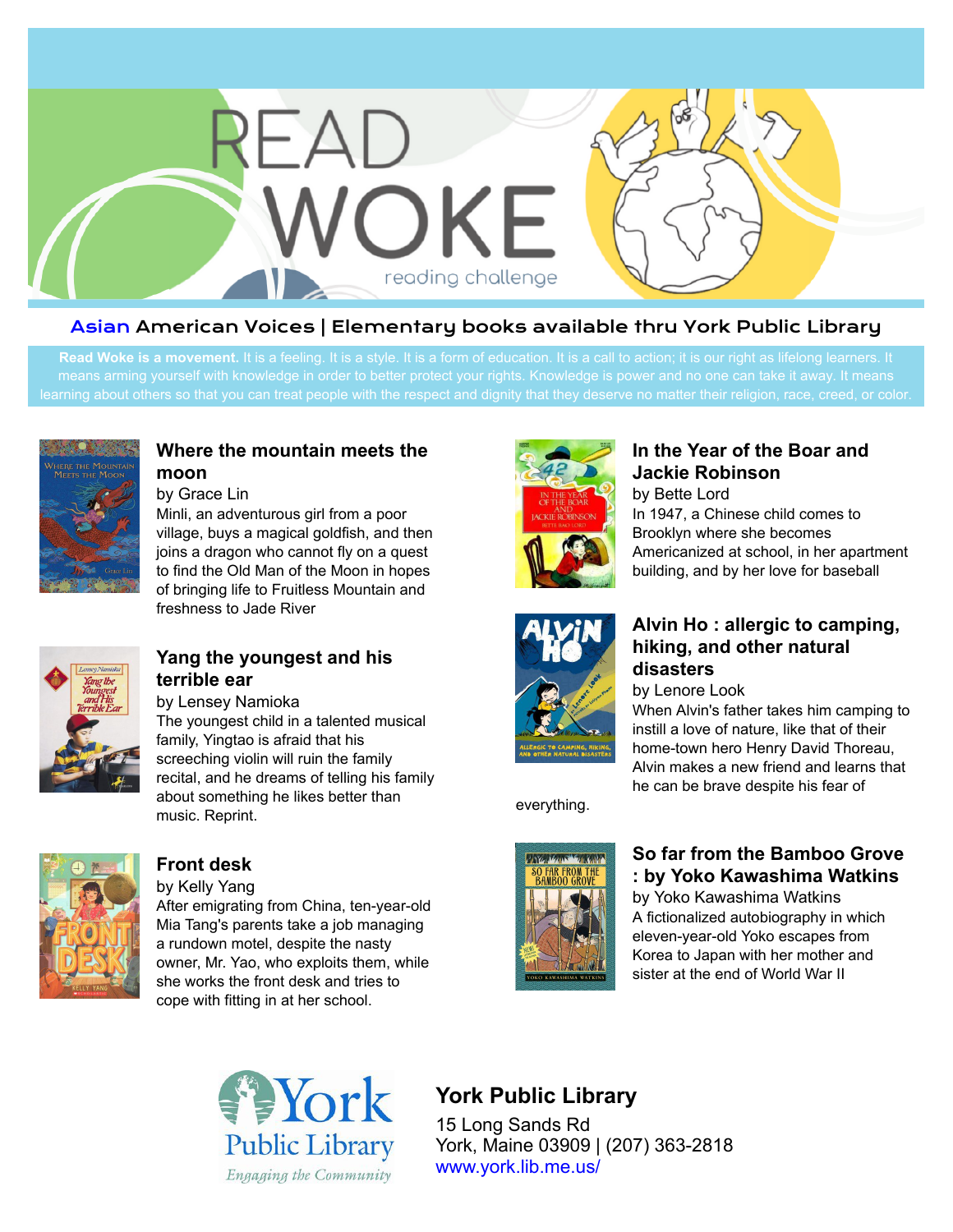# READ WOKE

reading challenge

## Asian American Voices | Elementary books available thru York Public Library

**Read Woke is a movement.** It is a feeling. It is a style. It is a form of education. It is a call to action; it is our right as lifelong learners. It means arming yourself with knowledge in order to better protect your rights. Knowledge is power and no one can take it away. It means learning about others so that you can treat people with the respect and dignity that they deserve no matter their religion, race, creed, or color.

### Where the mountain meets the moon

by Grace Lin

Minli, an adventurous girl from a poor village, buys a magical goldfish, and then joins a dragon who cannot fly on a quest to find the Old Man of the Moon in hopes of bringing life to Fruitless Mountain and freshness to Jade River

### Yang the youngest and his terrible ear

by Lensey Namioka

The youngest child in a talented musical family, Yingtao is afraid that his screeching violin will ruin the family recital, and he dreams of telling his family about something he likes better than music. Reprint.

### Front desk

by Kelly Yang

After emigrating from China, ten-year-old Mia Tang's parents take a job managing a rundown motel, despite the nasty owner, Mr. Yao, who exploits them, while she works the front desk and tries to cope with fitting in at her school.

### In the Year of the Boar and Jackie Robinson

by Bette Lord

In 1947, a Chinese child comes to Brooklyn where she becomes Americanized at school, in her apartment building, and by her love for baseball

### Alvin Ho : allergic to camping, hiking, and other natural disasters

by Lenore Look

When Alvin's father takes him camping to instill a love of nature, like that of their home-town hero Henry David Thoreau, Alvin makes a new friend and learns that he can be brave despite his fear of everything.

### So far from the Bamboo Grove : by Yoko Kawashima Watkins

by Yoko Kawashima Watkins

A fictionalized autobiography in which eleven-year-old Yoko escapes from Korea to Japan with her mother and sister at the end of World War II

York Public Library
Engaging the Community

**York Public Library**

15 Long Sands Rd
York, Maine 03909 | (207) 363-2818
www.york.lib.me.us/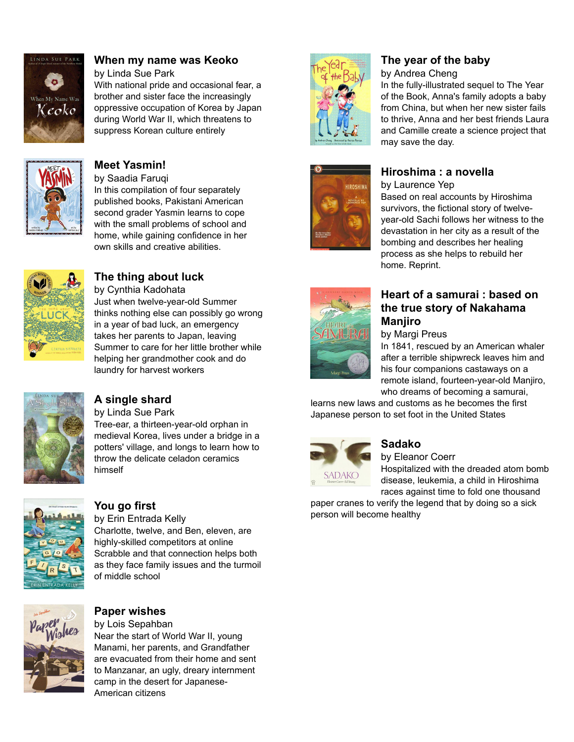### When my name was Keoko

by Linda Sue Park

With national pride and occasional fear, a brother and sister face the increasingly oppressive occupation of Korea by Japan during World War II, which threatens to suppress Korean culture entirely

### Meet Yasmin!

by Saadia Faruqi

In this compilation of four separately published books, Pakistani American second grader Yasmin learns to cope with the small problems of school and home, while gaining confidence in her own skills and creative abilities.

### The thing about luck

by Cynthia Kadohata

Just when twelve-year-old Summer thinks nothing else can possibly go wrong in a year of bad luck, an emergency takes her parents to Japan, leaving Summer to care for her little brother while helping her grandmother cook and do laundry for harvest workers

### A single shard

by Linda Sue Park

Tree-ear, a thirteen-year-old orphan in medieval Korea, lives under a bridge in a potters' village, and longs to learn how to throw the delicate celadon ceramics himself

### You go first

by Erin Entrada Kelly

Charlotte, twelve, and Ben, eleven, are highly-skilled competitors at online Scrabble and that connection helps both as they face family issues and the turmoil of middle school

### Paper wishes

by Lois Sepahban

Near the start of World War II, young Manami, her parents, and Grandfather are evacuated from their home and sent to Manzanar, an ugly, dreary internment camp in the desert for Japanese-American citizens

### The year of the baby

by Andrea Cheng

In the fully-illustrated sequel to The Year of the Book, Anna's family adopts a baby from China, but when her new sister fails to thrive, Anna and her best friends Laura and Camille create a science project that may save the day.

### Hiroshima : a novella

by Laurence Yep

Based on real accounts by Hiroshima survivors, the fictional story of twelve-year-old Sachi follows her witness to the devastation in her city as a result of the bombing and describes her healing process as she helps to rebuild her home. Reprint.

### Heart of a samurai : based on the true story of Nakahama Manjiro

by Margi Preus

In 1841, rescued by an American whaler after a terrible shipwreck leaves him and his four companions castaways on a remote island, fourteen-year-old Manjiro, who dreams of becoming a samurai, learns new laws and customs as he becomes the first Japanese person to set foot in the United States

### Sadako

by Eleanor Coerr

Hospitalized with the dreaded atom bomb disease, leukemia, a child in Hiroshima races against time to fold one thousand paper cranes to verify the legend that by doing so a sick person will become healthy